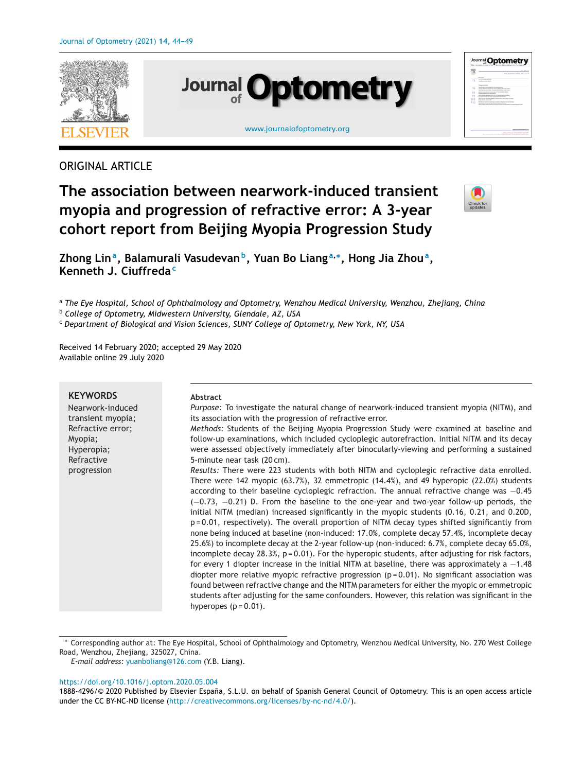ORIGINAL ARTICLE

# The association between nearwork-induced transient myopia and progression of refractive error: A 3-year cohort report from Beijing Myopia Progression Study

**Zhong Lin**[a], **Balamurali Vasudevan**[b], **Yuan Bo Liang**[a,*], **Hong Jia Zhou**[a], **Kenneth J. Ciuffreda**[c]

[a] *The Eye Hospital, School of Ophthalmology and Optometry, Wenzhou Medical University, Wenzhou, Zhejiang, China*
[b] *College of Optometry, Midwestern University, Glendale, AZ, USA*
[c] *Department of Biological and Vision Sciences, SUNY College of Optometry, New York, NY, USA*

Received 14 February 2020; accepted 29 May 2020
Available online 29 July 2020

**KEYWORDS**
Nearwork-induced transient myopia;
Refractive error;
Myopia;
Hyperopia;
Refractive progression

**Abstract**

*Purpose:* To investigate the natural change of nearwork-induced transient myopia (NITM), and its association with the progression of refractive error.

*Methods:* Students of the Beijing Myopia Progression Study were examined at baseline and follow-up examinations, which included cycloplegic autorefraction. Initial NITM and its decay were assessed objectively immediately after binocularly-viewing and performing a sustained 5-minute near task (20 cm).

*Results:* There were 223 students with both NITM and cycloplegic refractive data enrolled. There were 142 myopic (63.7%), 32 emmetropic (14.4%), and 49 hyperopic (22.0%) students according to their baseline cycloplegic refraction. The annual refractive change was −0.45 (−0.73, −0.21) D. From the baseline to the one-year and two-year follow-up periods, the initial NITM (median) increased significantly in the myopic students (0.16, 0.21, and 0.20D, p = 0.01, respectively). The overall proportion of NITM decay types shifted significantly from none being induced at baseline (non-induced: 17.0%, complete decay 57.4%, incomplete decay 25.6%) to incomplete decay at the 2-year follow-up (non-induced: 6.7%, complete decay 65.0%, incomplete decay 28.3%, p = 0.01). For the hyperopic students, after adjusting for risk factors, for every 1 diopter increase in the initial NITM at baseline, there was approximately a −1.48 diopter more relative myopic refractive progression (p = 0.01). No significant association was found between refractive change and the NITM parameters for either the myopic or emmetropic students after adjusting for the same confounders. However, this relation was significant in the hyperopes (p = 0.01).

\* Corresponding author at: The Eye Hospital, School of Ophthalmology and Optometry, Wenzhou Medical University, No. 270 West College Road, Wenzhou, Zhejiang, 325027, China.
*E-mail address:* yuanboliang@126.com (Y.B. Liang).

https://doi.org/10.1016/j.optom.2020.05.004
1888-4296/© 2020 Published by Elsevier España, S.L.U. on behalf of Spanish General Council of Optometry. This is an open access article under the CC BY-NC-ND license (http://creativecommons.org/licenses/by-nc-nd/4.0/).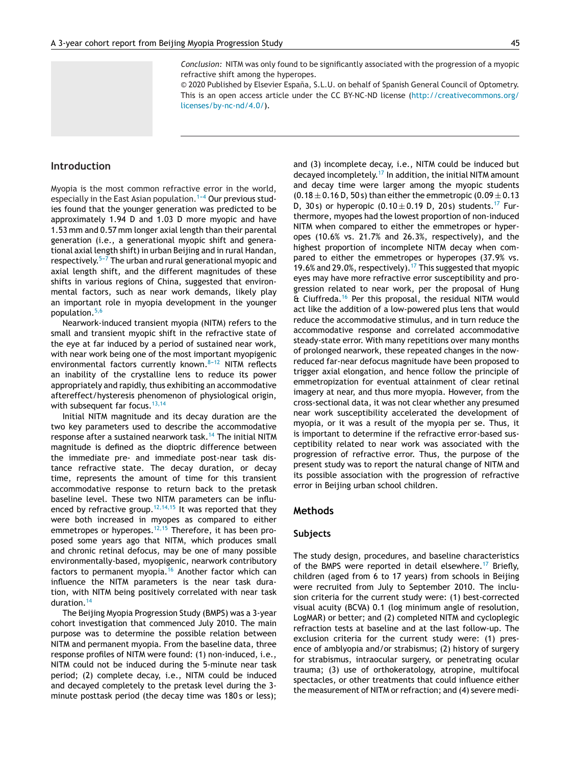*Conclusion:* NITM was only found to be significantly associated with the progression of a myopic refractive shift among the hyperopes.

© 2020 Published by Elsevier España, S.L.U. on behalf of Spanish General Council of Optometry. This is an open access article under the CC BY-NC-ND license (http://creativecommons.org/licenses/by-nc-nd/4.0/).

## Introduction

Myopia is the most common refractive error in the world, especially in the East Asian population.[1–4] Our previous studies found that the younger generation was predicted to be approximately 1.94 D and 1.03 D more myopic and have 1.53 mm and 0.57 mm longer axial length than their parental generation (i.e., a generational myopic shift and generational axial length shift) in urban Beijing and in rural Handan, respectively.[5–7] The urban and rural generational myopic and axial length shift, and the different magnitudes of these shifts in various regions of China, suggested that environmental factors, such as near work demands, likely play an important role in myopia development in the younger population.[5,6]

Nearwork-induced transient myopia (NITM) refers to the small and transient myopic shift in the refractive state of the eye at far induced by a period of sustained near work, with near work being one of the most important myopigenic environmental factors currently known.[8–12] NITM reflects an inability of the crystalline lens to reduce its power appropriately and rapidly, thus exhibiting an accommodative aftereffect/hysteresis phenomenon of physiological origin, with subsequent far focus.[13,14]

Initial NITM magnitude and its decay duration are the two key parameters used to describe the accommodative response after a sustained nearwork task.[14] The initial NITM magnitude is defined as the dioptric difference between the immediate pre- and immediate post-near task distance refractive state. The decay duration, or decay time, represents the amount of time for this transient accommodative response to return back to the pretask baseline level. These two NITM parameters can be influenced by refractive group.[12,14,15] It was reported that they were both increased in myopes as compared to either emmetropes or hyperopes.[12,15] Therefore, it has been proposed some years ago that NITM, which produces small and chronic retinal defocus, may be one of many possible environmentally-based, myopigenic, nearwork contributory factors to permanent myopia.[16] Another factor which can influence the NITM parameters is the near task duration, with NITM being positively correlated with near task duration.[14]

The Beijing Myopia Progression Study (BMPS) was a 3-year cohort investigation that commenced July 2010. The main purpose was to determine the possible relation between NITM and permanent myopia. From the baseline data, three response profiles of NITM were found: (1) non-induced, i.e., NITM could not be induced during the 5-minute near task period; (2) complete decay, i.e., NITM could be induced and decayed completely to the pretask level during the 3-minute posttask period (the decay time was 180 s or less); and (3) incomplete decay, i.e., NITM could be induced but decayed incompletely.[17] In addition, the initial NITM amount and decay time were larger among the myopic students ($0.18 \pm 0.16$ D, 50 s) than either the emmetropic ($0.09 \pm 0.13$ D, 30 s) or hyperopic ($0.10 \pm 0.19$ D, 20 s) students.[17] Furthermore, myopes had the lowest proportion of non-induced NITM when compared to either the emmetropes or hyperopes (10.6% vs. 21.7% and 26.3%, respectively), and the highest proportion of incomplete NITM decay when compared to either the emmetropes or hyperopes (37.9% vs. 19.6% and 29.0%, respectively).[17] This suggested that myopic eyes may have more refractive error susceptibility and progression related to near work, per the proposal of Hung & Ciuffreda.[16] Per this proposal, the residual NITM would act like the addition of a low-powered plus lens that would reduce the accommodative stimulus, and in turn reduce the accommodative response and correlated accommodative steady-state error. With many repetitions over many months of prolonged nearwork, these repeated changes in the now-reduced far-near defocus magnitude have been proposed to trigger axial elongation, and hence follow the principle of emmetropization for eventual attainment of clear retinal imagery at near, and thus more myopia. However, from the cross-sectional data, it was not clear whether any presumed near work susceptibility accelerated the development of myopia, or it was a result of the myopia per se. Thus, it is important to determine if the refractive error-based susceptibility related to near work was associated with the progression of refractive error. Thus, the purpose of the present study was to report the natural change of NITM and its possible association with the progression of refractive error in Beijing urban school children.

## Methods

### Subjects

The study design, procedures, and baseline characteristics of the BMPS were reported in detail elsewhere.[17] Briefly, children (aged from 6 to 17 years) from schools in Beijing were recruited from July to September 2010. The inclusion criteria for the current study were: (1) best-corrected visual acuity (BCVA) 0.1 (log minimum angle of resolution, LogMAR) or better; and (2) completed NITM and cycloplegic refraction tests at baseline and at the last follow-up. The exclusion criteria for the current study were: (1) presence of amblyopia and/or strabismus; (2) history of surgery for strabismus, intraocular surgery, or penetrating ocular trauma; (3) use of orthokeratology, atropine, multifocal spectacles, or other treatments that could influence either the measurement of NITM or refraction; and (4) severe medi-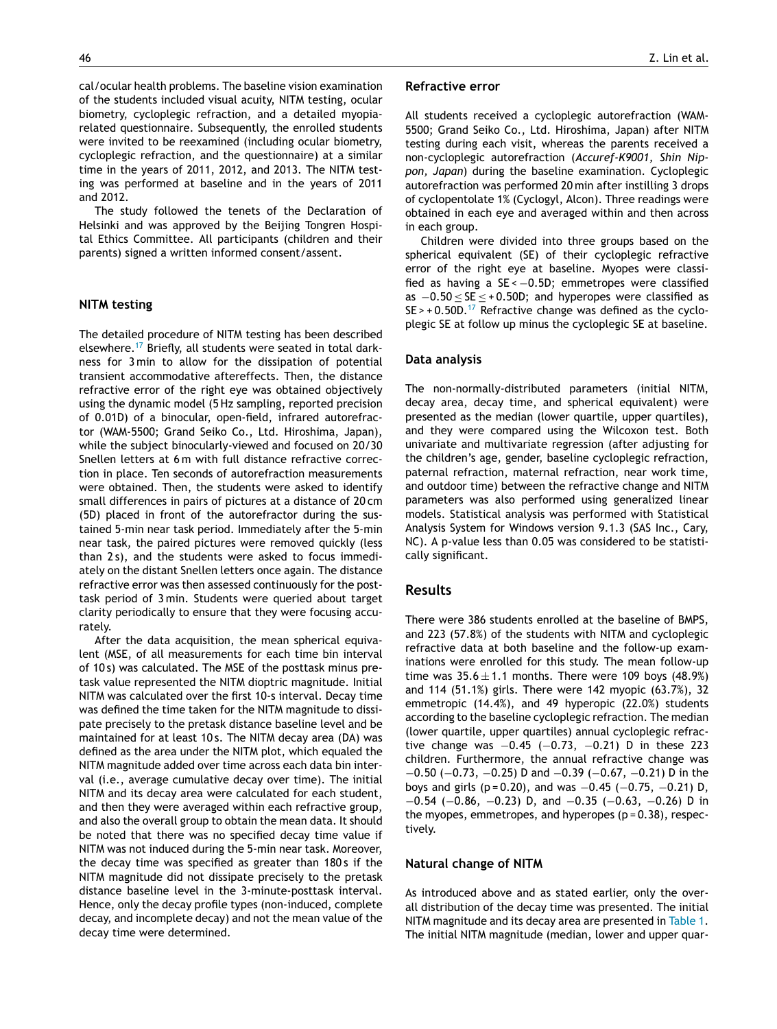cal/ocular health problems. The baseline vision examination of the students included visual acuity, NITM testing, ocular biometry, cycloplegic refraction, and a detailed myopia-related questionnaire. Subsequently, the enrolled students were invited to be reexamined (including ocular biometry, cycloplegic refraction, and the questionnaire) at a similar time in the years of 2011, 2012, and 2013. The NITM testing was performed at baseline and in the years of 2011 and 2012.

The study followed the tenets of the Declaration of Helsinki and was approved by the Beijing Tongren Hospital Ethics Committee. All participants (children and their parents) signed a written informed consent/assent.

## NITM testing

The detailed procedure of NITM testing has been described elsewhere.[17] Briefly, all students were seated in total darkness for 3 min to allow for the dissipation of potential transient accommodative aftereffects. Then, the distance refractive error of the right eye was obtained objectively using the dynamic model (5 Hz sampling, reported precision of 0.01D) of a binocular, open-field, infrared autorefractor (WAM-5500; Grand Seiko Co., Ltd. Hiroshima, Japan), while the subject binocularly-viewed and focused on 20/30 Snellen letters at 6 m with full distance refractive correction in place. Ten seconds of autorefraction measurements were obtained. Then, the students were asked to identify small differences in pairs of pictures at a distance of 20 cm (5D) placed in front of the autorefractor during the sustained 5-min near task period. Immediately after the 5-min near task, the paired pictures were removed quickly (less than 2 s), and the students were asked to focus immediately on the distant Snellen letters once again. The distance refractive error was then assessed continuously for the posttask period of 3 min. Students were queried about target clarity periodically to ensure that they were focusing accurately.

After the data acquisition, the mean spherical equivalent (MSE, of all measurements for each time bin interval of 10 s) was calculated. The MSE of the posttask minus pretask value represented the NITM dioptric magnitude. Initial NITM was calculated over the first 10-s interval. Decay time was defined the time taken for the NITM magnitude to dissipate precisely to the pretask distance baseline level and be maintained for at least 10 s. The NITM decay area (DA) was defined as the area under the NITM plot, which equaled the NITM magnitude added over time across each data bin interval (i.e., average cumulative decay over time). The initial NITM and its decay area were calculated for each student, and then they were averaged within each refractive group, and also the overall group to obtain the mean data. It should be noted that there was no specified decay time value if NITM was not induced during the 5-min near task. Moreover, the decay time was specified as greater than 180 s if the NITM magnitude did not dissipate precisely to the pretask distance baseline level in the 3-minute-posttask interval. Hence, only the decay profile types (non-induced, complete decay, and incomplete decay) and not the mean value of the decay time were determined.

## Refractive error

All students received a cycloplegic autorefraction (WAM-5500; Grand Seiko Co., Ltd. Hiroshima, Japan) after NITM testing during each visit, whereas the parents received a non-cycloplegic autorefraction (*Accuref-K9001, Shin Nippon, Japan*) during the baseline examination. Cycloplegic autorefraction was performed 20 min after instilling 3 drops of cyclopentolate 1% (Cyclogyl, Alcon). Three readings were obtained in each eye and averaged within and then across in each group.

Children were divided into three groups based on the spherical equivalent (SE) of their cycloplegic refractive error of the right eye at baseline. Myopes were classified as having a $SE < -0.5D$; emmetropes were classified as $-0.50 \leq SE \leq +0.50D$; and hyperopes were classified as $SE > +0.50D$.[17] Refractive change was defined as the cycloplegic SE at follow up minus the cycloplegic SE at baseline.

## Data analysis

The non-normally-distributed parameters (initial NITM, decay area, decay time, and spherical equivalent) were presented as the median (lower quartile, upper quartiles), and they were compared using the Wilcoxon test. Both univariate and multivariate regression (after adjusting for the children's age, gender, baseline cycloplegic refraction, paternal refraction, maternal refraction, near work time, and outdoor time) between the refractive change and NITM parameters was also performed using generalized linear models. Statistical analysis was performed with Statistical Analysis System for Windows version 9.1.3 (SAS Inc., Cary, NC). A p-value less than 0.05 was considered to be statistically significant.

# Results

There were 386 students enrolled at the baseline of BMPS, and 223 (57.8%) of the students with NITM and cycloplegic refractive data at both baseline and the follow-up examinations were enrolled for this study. The mean follow-up time was $35.6 \pm 1.1$ months. There were 109 boys (48.9%) and 114 (51.1%) girls. There were 142 myopic (63.7%), 32 emmetropic (14.4%), and 49 hyperopic (22.0%) students according to the baseline cycloplegic refraction. The median (lower quartile, upper quartiles) annual cycloplegic refractive change was −0.45 (−0.73, −0.21) D in these 223 children. Furthermore, the annual refractive change was −0.50 (−0.73, −0.25) D and −0.39 (−0.67, −0.21) D in the boys and girls ($p = 0.20$), and was −0.45 (−0.75, −0.21) D, −0.54 (−0.86, −0.23) D, and −0.35 (−0.63, −0.26) D in the myopes, emmetropes, and hyperopes ($p = 0.38$), respectively.

## Natural change of NITM

As introduced above and as stated earlier, only the overall distribution of the decay time was presented. The initial NITM magnitude and its decay area are presented in Table 1. The initial NITM magnitude (median, lower and upper quar-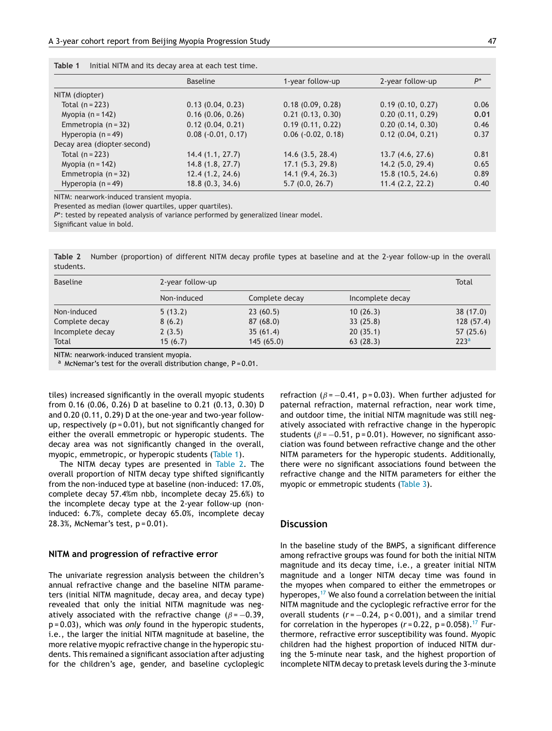**Table 1** Initial NITM and its decay area at each test time.

| | Baseline | 1-year follow-up | 2-year follow-up | $P^*$ |
|---|---|---|---|---|
| NITM (diopter) | | | | |
| Total (n = 223) | 0.13 (0.04, 0.23) | 0.18 (0.09, 0.28) | 0.19 (0.10, 0.27) | 0.06 |
| Myopia (n = 142) | 0.16 (0.06, 0.26) | 0.21 (0.13, 0.30) | 0.20 (0.11, 0.29) | **0.01** |
| Emmetropia (n = 32) | 0.12 (0.04, 0.21) | 0.19 (0.11, 0.22) | 0.20 (0.14, 0.30) | 0.46 |
| Hyperopia (n = 49) | 0.08 (-0.01, 0.17) | 0.06 (-0.02, 0.18) | 0.12 (0.04, 0.21) | 0.37 |
| Decay area (diopter·second) | | | | |
| Total (n = 223) | 14.4 (1.1, 27.7) | 14.6 (3.5, 28.4) | 13.7 (4.6, 27.6) | 0.81 |
| Myopia (n = 142) | 14.8 (1.8, 27.7) | 17.1 (5.3, 29.8) | 14.2 (5.0, 29.4) | 0.65 |
| Emmetropia (n = 32) | 12.4 (1.2, 24.6) | 14.1 (9.4, 26.3) | 15.8 (10.5, 24.6) | 0.89 |
| Hyperopia (n = 49) | 18.8 (0.3, 34.6) | 5.7 (0.0, 26.7) | 11.4 (2.2, 22.2) | 0.40 |

NITM: nearwork-induced transient myopia.
Presented as median (lower quartiles, upper quartiles).
$P^*$: tested by repeated analysis of variance performed by generalized linear model.
Significant value in bold.

**Table 2** Number (proportion) of different NITM decay profile types at baseline and at the 2-year follow-up in the overall students.

| Baseline | 2-year follow-up | | | Total |
|---|---|---|---|---|
| | Non-induced | Complete decay | Incomplete decay | |
| Non-induced | 5 (13.2) | 23 (60.5) | 10 (26.3) | 38 (17.0) |
| Complete decay | 8 (6.2) | 87 (68.0) | 33 (25.8) | 128 (57.4) |
| Incomplete decay | 2 (3.5) | 35 (61.4) | 20 (35.1) | 57 (25.6) |
| Total | 15 (6.7) | 145 (65.0) | 63 (28.3) | 223[a] |

NITM: nearwork-induced transient myopia.
[a] McNemar's test for the overall distribution change, P = 0.01.

tiles) increased significantly in the overall myopic students from 0.16 (0.06, 0.26) D at baseline to 0.21 (0.13, 0.30) D and 0.20 (0.11, 0.29) D at the one-year and two-year follow-up, respectively (p = 0.01), but not significantly changed for either the overall emmetropic or hyperopic students. The decay area was not significantly changed in the overall, myopic, emmetropic, or hyperopic students (Table 1).

The NITM decay types are presented in Table 2. The overall proportion of NITM decay type shifted significantly from the non-induced type at baseline (non-induced: 17.0%, complete decay 57.4%m nbb, incomplete decay 25.6%) to the incomplete decay type at the 2-year follow-up (non-induced: 6.7%, complete decay 65.0%, incomplete decay 28.3%, McNemar's test, p = 0.01).

### NITM and progression of refractive error

The univariate regression analysis between the children's annual refractive change and the baseline NITM parameters (initial NITM magnitude, decay area, and decay type) revealed that only the initial NITM magnitude was negatively associated with the refractive change ($\beta = -0.39$, p = 0.03), which was *only* found in the hyperopic students, i.e., the larger the initial NITM magnitude at baseline, the more relative myopic refractive change in the hyperopic students. This remained a significant association after adjusting for the children's age, gender, and baseline cycloplegic refraction ($\beta = -0.41$, p = 0.03). When further adjusted for paternal refraction, maternal refraction, near work time, and outdoor time, the initial NITM magnitude was still negatively associated with refractive change in the hyperopic students ($\beta = -0.51$, p = 0.01). However, no significant association was found between refractive change and the other NITM parameters for the hyperopic students. Additionally, there were no significant associations found between the refractive change and the NITM parameters for either the myopic or emmetropic students (Table 3).

## Discussion

In the baseline study of the BMPS, a significant difference among refractive groups was found for both the initial NITM magnitude and its decay time, i.e., a greater initial NITM magnitude and a longer NITM decay time was found in the myopes when compared to either the emmetropes or hyperopes,[17] We also found a correlation between the initial NITM magnitude and the cycloplegic refractive error for the overall students ($r = -0.24$, p < 0.001), and a similar trend for correlation in the hyperopes ($r = 0.22$, p = 0.058).[17] Furthermore, refractive error susceptibility was found. Myopic children had the highest proportion of induced NITM during the 5-minute near task, and the highest proportion of incomplete NITM decay to pretask levels during the 3-minute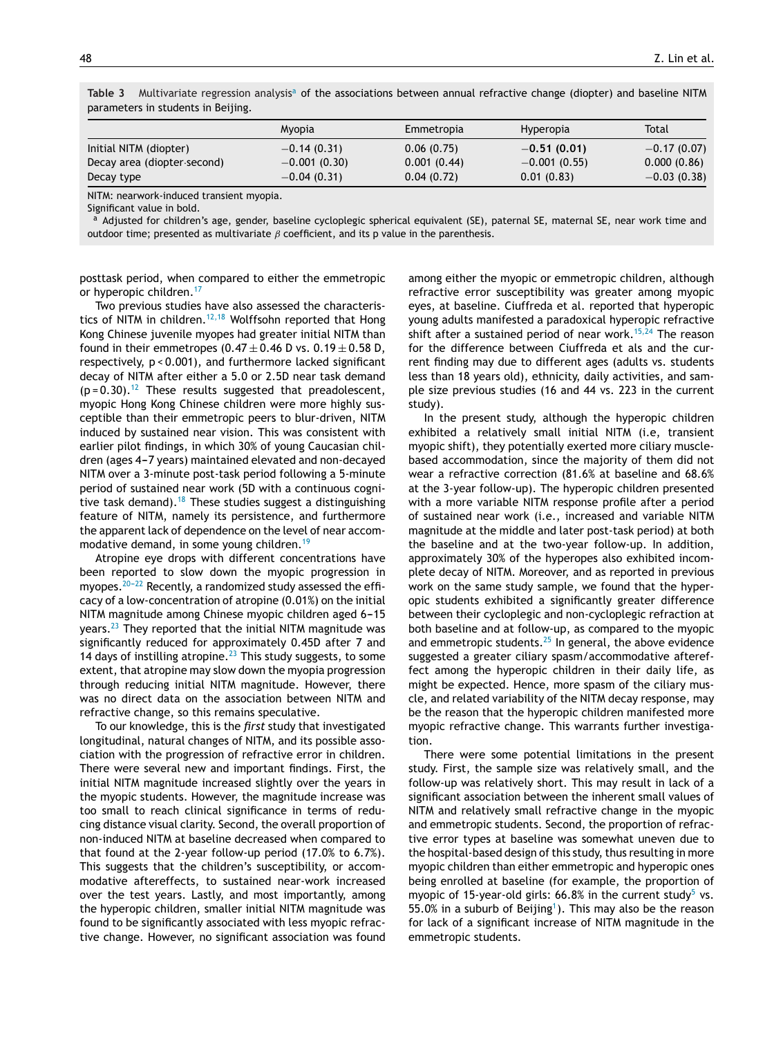**Table 3** Multivariate regression analysis[a] of the associations between annual refractive change (diopter) and baseline NITM parameters in students in Beijing.

| | Myopia | Emmetropia | Hyperopia | Total |
|---|---|---|---|---|
| Initial NITM (diopter) | −0.14 (0.31) | 0.06 (0.75) | **−0.51 (0.01)** | −0.17 (0.07) |
| Decay area (diopter·second) | −0.001 (0.30) | 0.001 (0.44) | −0.001 (0.55) | 0.000 (0.86) |
| Decay type | −0.04 (0.31) | 0.04 (0.72) | 0.01 (0.83) | −0.03 (0.38) |

NITM: nearwork-induced transient myopia.

Significant value in bold.

[a] Adjusted for children's age, gender, baseline cycloplegic spherical equivalent (SE), paternal SE, maternal SE, near work time and outdoor time; presented as multivariate β coefficient, and its p value in the parenthesis.

posttask period, when compared to either the emmetropic or hyperopic children.[17]

Two previous studies have also assessed the characteristics of NITM in children.[12,18] Wolffsohn reported that Hong Kong Chinese juvenile myopes had greater initial NITM than found in their emmetropes ($0.47 \pm 0.46$ D vs. $0.19 \pm 0.58$ D, respectively, $p < 0.001$), and furthermore lacked significant decay of NITM after either a 5.0 or 2.5D near task demand ($p = 0.30$).[12] These results suggested that preadolescent, myopic Hong Kong Chinese children were more highly susceptible than their emmetropic peers to blur-driven, NITM induced by sustained near vision. This was consistent with earlier pilot findings, in which 30% of young Caucasian children (ages 4–7 years) maintained elevated and non-decayed NITM over a 3-minute post-task period following a 5-minute period of sustained near work (5D with a continuous cognitive task demand).[18] These studies suggest a distinguishing feature of NITM, namely its persistence, and furthermore the apparent lack of dependence on the level of near accommodative demand, in some young children.[19]

Atropine eye drops with different concentrations have been reported to slow down the myopic progression in myopes.[20–22] Recently, a randomized study assessed the efficacy of a low-concentration of atropine (0.01%) on the initial NITM magnitude among Chinese myopic children aged 6–15 years.[23] They reported that the initial NITM magnitude was significantly reduced for approximately 0.45D after 7 and 14 days of instilling atropine.[23] This study suggests, to some extent, that atropine may slow down the myopia progression through reducing initial NITM magnitude. However, there was no direct data on the association between NITM and refractive change, so this remains speculative.

To our knowledge, this is the *first* study that investigated longitudinal, natural changes of NITM, and its possible association with the progression of refractive error in children. There were several new and important findings. First, the initial NITM magnitude increased slightly over the years in the myopic students. However, the magnitude increase was too small to reach clinical significance in terms of reducing distance visual clarity. Second, the overall proportion of non-induced NITM at baseline decreased when compared to that found at the 2-year follow-up period (17.0% to 6.7%). This suggests that the children's susceptibility, or accommodative aftereffects, to sustained near-work increased over the test years. Lastly, and most importantly, among the hyperopic children, smaller initial NITM magnitude was found to be significantly associated with less myopic refractive change. However, no significant association was found among either the myopic or emmetropic children, although refractive error susceptibility was greater among myopic eyes, at baseline. Ciuffreda et al. reported that hyperopic young adults manifested a paradoxical hyperopic refractive shift after a sustained period of near work.[15,24] The reason for the difference between Ciuffreda et als and the current finding may due to different ages (adults vs. students less than 18 years old), ethnicity, daily activities, and sample size previous studies (16 and 44 vs. 223 in the current study).

In the present study, although the hyperopic children exhibited a relatively small initial NITM (i.e, transient myopic shift), they potentially exerted more ciliary muscle-based accommodation, since the majority of them did not wear a refractive correction (81.6% at baseline and 68.6% at the 3-year follow-up). The hyperopic children presented with a more variable NITM response profile after a period of sustained near work (i.e., increased and variable NITM magnitude at the middle and later post-task period) at both the baseline and at the two-year follow-up. In addition, approximately 30% of the hyperopes also exhibited incomplete decay of NITM. Moreover, and as reported in previous work on the same study sample, we found that the hyperopic students exhibited a significantly greater difference between their cycloplegic and non-cycloplegic refraction at both baseline and at follow-up, as compared to the myopic and emmetropic students.[25] In general, the above evidence suggested a greater ciliary spasm/accommodative aftereffect among the hyperopic children in their daily life, as might be expected. Hence, more spasm of the ciliary muscle, and related variability of the NITM decay response, may be the reason that the hyperopic children manifested more myopic refractive change. This warrants further investigation.

There were some potential limitations in the present study. First, the sample size was relatively small, and the follow-up was relatively short. This may result in lack of a significant association between the inherent small values of NITM and relatively small refractive change in the myopic and emmetropic students. Second, the proportion of refractive error types at baseline was somewhat uneven due to the hospital-based design of this study, thus resulting in more myopic children than either emmetropic and hyperopic ones being enrolled at baseline (for example, the proportion of myopic of 15-year-old girls: 66.8% in the current study[5] vs. 55.0% in a suburb of Beijing[1]). This may also be the reason for lack of a significant increase of NITM magnitude in the emmetropic students.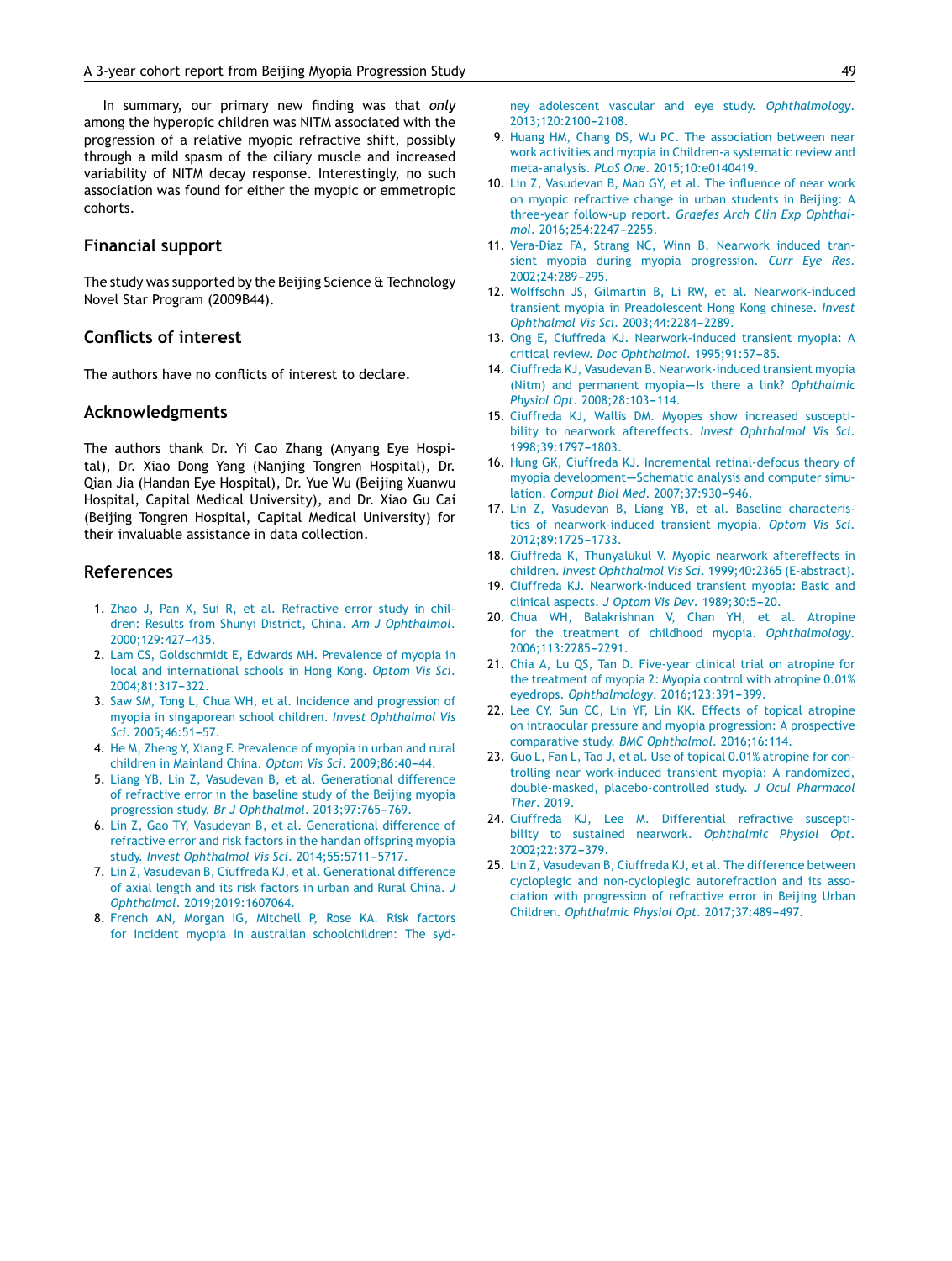In summary, our primary new finding was that *only* among the hyperopic children was NITM associated with the progression of a relative myopic refractive shift, possibly through a mild spasm of the ciliary muscle and increased variability of NITM decay response. Interestingly, no such association was found for either the myopic or emmetropic cohorts.

## Financial support

The study was supported by the Beijing Science & Technology Novel Star Program (2009B44).

## Conflicts of interest

The authors have no conflicts of interest to declare.

## Acknowledgments

The authors thank Dr. Yi Cao Zhang (Anyang Eye Hospital), Dr. Xiao Dong Yang (Nanjing Tongren Hospital), Dr. Qian Jia (Handan Eye Hospital), Dr. Yue Wu (Beijing Xuanwu Hospital, Capital Medical University), and Dr. Xiao Gu Cai (Beijing Tongren Hospital, Capital Medical University) for their invaluable assistance in data collection.

## References

1. Zhao J, Pan X, Sui R, et al. Refractive error study in children: Results from Shunyi District, China. *Am J Ophthalmol*. 2000;129:427–435.
2. Lam CS, Goldschmidt E, Edwards MH. Prevalence of myopia in local and international schools in Hong Kong. *Optom Vis Sci*. 2004;81:317–322.
3. Saw SM, Tong L, Chua WH, et al. Incidence and progression of myopia in singaporean school children. *Invest Ophthalmol Vis Sci*. 2005;46:51–57.
4. He M, Zheng Y, Xiang F. Prevalence of myopia in urban and rural children in Mainland China. *Optom Vis Sci*. 2009;86:40–44.
5. Liang YB, Lin Z, Vasudevan B, et al. Generational difference of refractive error in the baseline study of the Beijing myopia progression study. *Br J Ophthalmol*. 2013;97:765–769.
6. Lin Z, Gao TY, Vasudevan B, et al. Generational difference of refractive error and risk factors in the handan offspring myopia study. *Invest Ophthalmol Vis Sci*. 2014;55:5711–5717.
7. Lin Z, Vasudevan B, Ciuffreda KJ, et al. Generational difference of axial length and its risk factors in urban and Rural China. *J Ophthalmol*. 2019;2019:1607064.
8. French AN, Morgan IG, Mitchell P, Rose KA. Risk factors for incident myopia in australian schoolchildren: The sydney adolescent vascular and eye study. *Ophthalmology*. 2013;120:2100–2108.
9. Huang HM, Chang DS, Wu PC. The association between near work activities and myopia in Children-a systematic review and meta-analysis. *PLoS One*. 2015;10:e0140419.
10. Lin Z, Vasudevan B, Mao GY, et al. The influence of near work on myopic refractive change in urban students in Beijing: A three-year follow-up report. *Graefes Arch Clin Exp Ophthalmol*. 2016;254:2247–2255.
11. Vera-Diaz FA, Strang NC, Winn B. Nearwork induced transient myopia during myopia progression. *Curr Eye Res*. 2002;24:289–295.
12. Wolffsohn JS, Gilmartin B, Li RW, et al. Nearwork-induced transient myopia in Preadolescent Hong Kong chinese. *Invest Ophthalmol Vis Sci*. 2003;44:2284–2289.
13. Ong E, Ciuffreda KJ. Nearwork-induced transient myopia: A critical review. *Doc Ophthalmol*. 1995;91:57–85.
14. Ciuffreda KJ, Vasudevan B. Nearwork-induced transient myopia (Nitm) and permanent myopia—Is there a link? *Ophthalmic Physiol Opt*. 2008;28:103–114.
15. Ciuffreda KJ, Wallis DM. Myopes show increased susceptibility to nearwork aftereffects. *Invest Ophthalmol Vis Sci*. 1998;39:1797–1803.
16. Hung GK, Ciuffreda KJ. Incremental retinal-defocus theory of myopia development—Schematic analysis and computer simulation. *Comput Biol Med*. 2007;37:930–946.
17. Lin Z, Vasudevan B, Liang YB, et al. Baseline characteristics of nearwork-induced transient myopia. *Optom Vis Sci*. 2012;89:1725–1733.
18. Ciuffreda K, Thunyalukul V. Myopic nearwork aftereffects in children. *Invest Ophthalmol Vis Sci*. 1999;40:2365 (E-abstract).
19. Ciuffreda KJ. Nearwork-induced transient myopia: Basic and clinical aspects. *J Optom Vis Dev*. 1989;30:5–20.
20. Chua WH, Balakrishnan V, Chan YH, et al. Atropine for the treatment of childhood myopia. *Ophthalmology*. 2006;113:2285–2291.
21. Chia A, Lu QS, Tan D. Five-year clinical trial on atropine for the treatment of myopia 2: Myopia control with atropine 0.01% eyedrops. *Ophthalmology*. 2016;123:391–399.
22. Lee CY, Sun CC, Lin YF, Lin KK. Effects of topical atropine on intraocular pressure and myopia progression: A prospective comparative study. *BMC Ophthalmol*. 2016;16:114.
23. Guo L, Fan L, Tao J, et al. Use of topical 0.01% atropine for controlling near work-induced transient myopia: A randomized, double-masked, placebo-controlled study. *J Ocul Pharmacol Ther*. 2019.
24. Ciuffreda KJ, Lee M. Differential refractive susceptibility to sustained nearwork. *Ophthalmic Physiol Opt*. 2002;22:372–379.
25. Lin Z, Vasudevan B, Ciuffreda KJ, et al. The difference between cycloplegic and non-cycloplegic autorefraction and its association with progression of refractive error in Beijing Urban Children. *Ophthalmic Physiol Opt*. 2017;37:489–497.